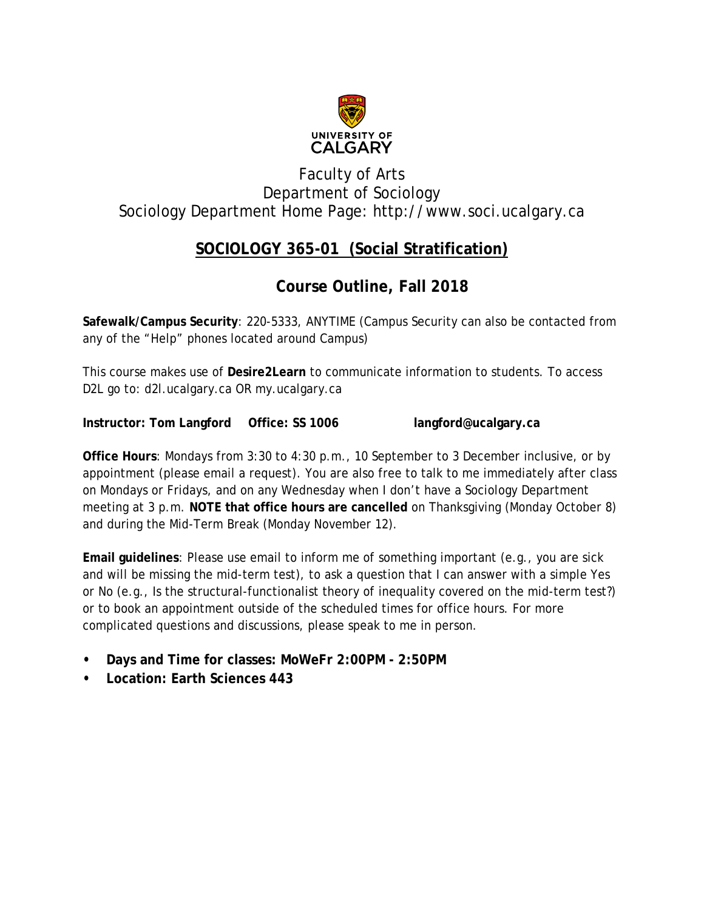UNIVERSITY OF CALGARY

Faculty of Arts
Department of Sociology
Sociology Department Home Page: http://www.soci.ucalgary.ca

# SOCIOLOGY 365-01 (Social Stratification)

## Course Outline, Fall 2018

**Safewalk/Campus Security**: 220-5333, ANYTIME (Campus Security can also be contacted from any of the "Help" phones located around Campus)

This course makes use of **Desire2Learn** to communicate information to students. To access D2L go to: d2l.ucalgary.ca OR my.ucalgary.ca

**Instructor: Tom Langford    Office: SS 1006    langford@ucalgary.ca**

**Office Hours**: Mondays from 3:30 to 4:30 p.m., 10 September to 3 December inclusive, or by appointment (please email a request). You are also free to talk to me immediately after class on Mondays or Fridays, and on any Wednesday when I don't have a Sociology Department meeting at 3 p.m. **NOTE that office hours are cancelled** on Thanksgiving (Monday October 8) and during the Mid-Term Break (Monday November 12).

**Email guidelines**: Please use email to inform me of something important (e.g., you are sick and will be missing the mid-term test), to ask a question that I can answer with a simple Yes or No (e.g., Is the structural-functionalist theory of inequality covered on the mid-term test?) or to book an appointment outside of the scheduled times for office hours. For more complicated questions and discussions, please speak to me in person.

- **Days and Time for classes: MoWeFr 2:00PM - 2:50PM**
- **Location: Earth Sciences 443**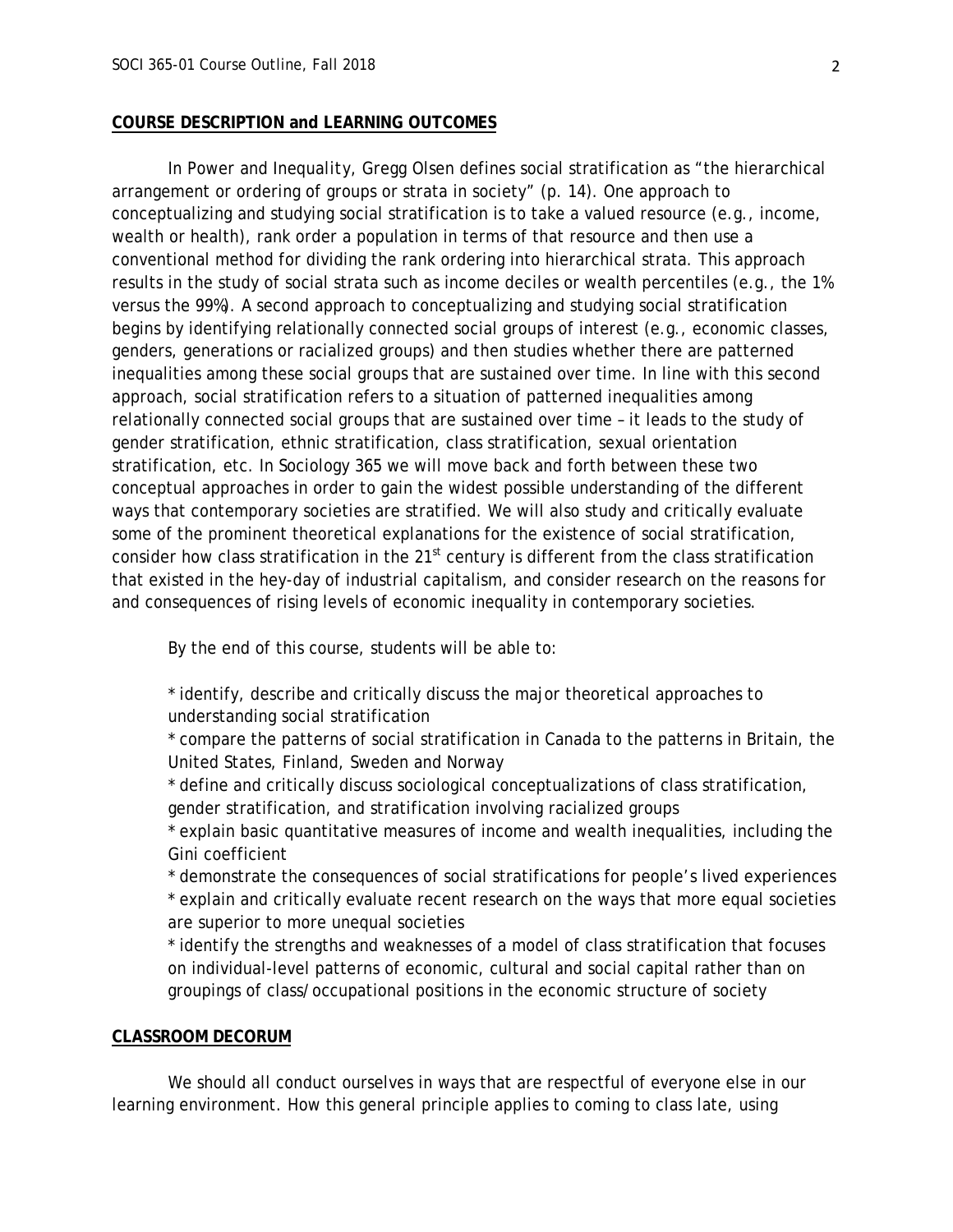## COURSE DESCRIPTION and LEARNING OUTCOMES

In *Power and Inequality*, Gregg Olsen defines social stratification as "the hierarchical arrangement or ordering of groups or strata in society" (p. 14). One approach to conceptualizing and studying social stratification is to take a valued resource (e.g., income, wealth or health), rank order a population in terms of that resource and then use a conventional method for dividing the rank ordering into hierarchical strata. This approach results in the study of social strata such as income deciles or wealth percentiles (e.g., the 1% versus the 99%). A second approach to conceptualizing and studying social stratification begins by identifying relationally connected social groups of interest (e.g., economic classes, genders, generations or racialized groups) and then studies whether there are patterned inequalities among these social groups that are sustained over time. In line with this second approach, social stratification refers to a situation of patterned inequalities among relationally connected social groups that are sustained over time – it leads to the study of gender stratification, ethnic stratification, class stratification, sexual orientation stratification, etc. In Sociology 365 we will move back and forth between these two conceptual approaches in order to gain the widest possible understanding of the different ways that contemporary societies are stratified. We will also study and critically evaluate some of the prominent theoretical explanations for the existence of social stratification, consider how class stratification in the 21st century is different from the class stratification that existed in the hey-day of industrial capitalism, and consider research on the reasons for and consequences of rising levels of economic inequality in contemporary societies.

By the end of this course, students will be able to:

* identify, describe and critically discuss the major theoretical approaches to understanding social stratification
* compare the patterns of social stratification in Canada to the patterns in Britain, the United States, Finland, Sweden and Norway
* define and critically discuss sociological conceptualizations of class stratification, gender stratification, and stratification involving racialized groups
* explain basic quantitative measures of income and wealth inequalities, including the Gini coefficient
* demonstrate the consequences of social stratifications for people's lived experiences
* explain and critically evaluate recent research on the ways that more equal societies are superior to more unequal societies
* identify the strengths and weaknesses of a model of class stratification that focuses on individual-level patterns of economic, cultural and social capital rather than on groupings of class/occupational positions in the economic structure of society

## CLASSROOM DECORUM

We should all conduct ourselves in ways that are respectful of everyone else in our learning environment. How this general principle applies to coming to class late, using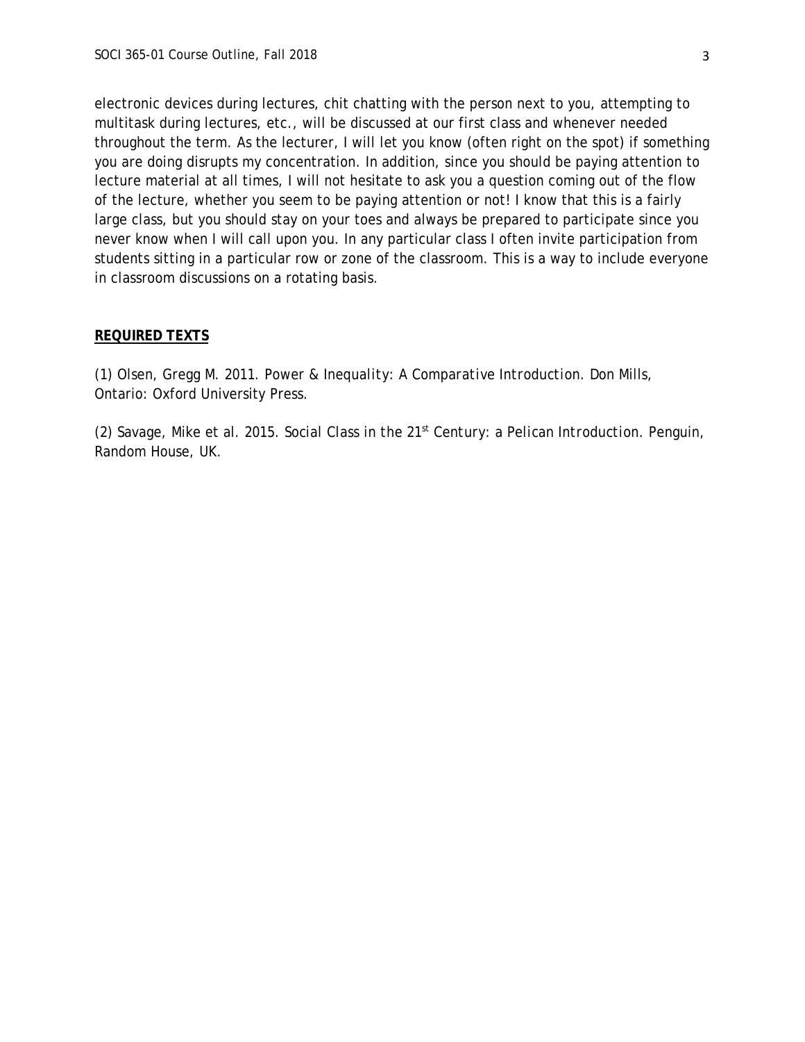electronic devices during lectures, chit chatting with the person next to you, attempting to multitask during lectures, etc., will be discussed at our first class and whenever needed throughout the term. As the lecturer, I will let you know (often right on the spot) if something you are doing disrupts my concentration. In addition, since you should be paying attention to lecture material at all times, I will not hesitate to ask you a question coming out of the flow of the lecture, whether you seem to be paying attention or not! I know that this is a fairly large class, but you should stay on your toes and always be prepared to participate since you never know when I will call upon you. In any particular class I often invite participation from students sitting in a particular row or zone of the classroom. This is a way to include everyone in classroom discussions on a rotating basis.

## REQUIRED TEXTS

(1) Olsen, Gregg M. 2011. *Power & Inequality: A Comparative Introduction*. Don Mills, Ontario: Oxford University Press.

(2) Savage, Mike et al. 2015. *Social Class in the 21st Century: a Pelican Introduction*. Penguin, Random House, UK.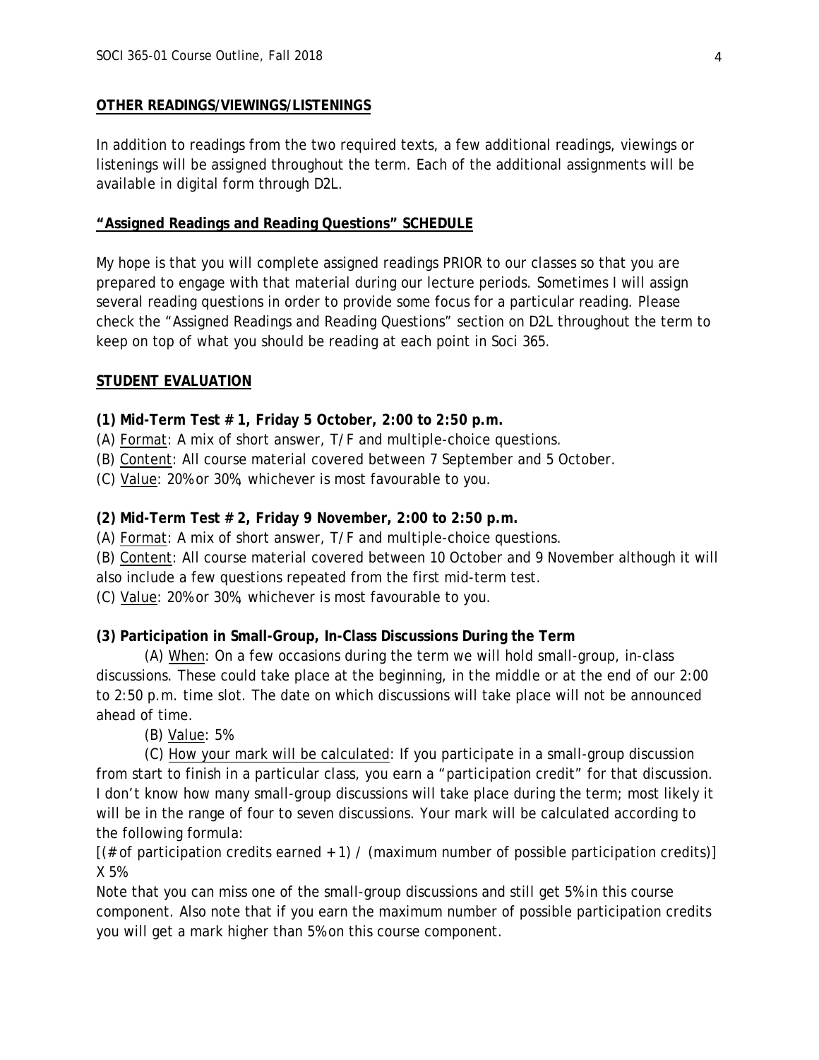## OTHER READINGS/VIEWINGS/LISTENINGS

In addition to readings from the two required texts, a few additional readings, viewings or listenings will be assigned throughout the term. Each of the additional assignments will be available in digital form through D2L.

## "Assigned Readings and Reading Questions" SCHEDULE

My hope is that you will complete assigned readings PRIOR to our classes so that you are prepared to engage with that material during our lecture periods. Sometimes I will assign several reading questions in order to provide some focus for a particular reading. Please check the "Assigned Readings and Reading Questions" section on D2L throughout the term to keep on top of what you should be reading at each point in Soci 365.

## STUDENT EVALUATION

**(1) Mid-Term Test # 1, Friday 5 October, 2:00 to 2:50 p.m.**

(A) Format: A mix of short answer, T/F and multiple-choice questions.
(B) Content: All course material covered between 7 September and 5 October.
(C) Value: 20% or 30%, whichever is most favourable to you.

**(2) Mid-Term Test # 2, Friday 9 November, 2:00 to 2:50 p.m.**

(A) Format: A mix of short answer, T/F and multiple-choice questions.
(B) Content: All course material covered between 10 October and 9 November although it will also include a few questions repeated from the first mid-term test.
(C) Value: 20% or 30%, whichever is most favourable to you.

**(3) Participation in Small-Group, In-Class Discussions During the Term**

(A) When: On a few occasions during the term we will hold small-group, in-class discussions. These could take place at the beginning, in the middle or at the end of our 2:00 to 2:50 p.m. time slot. The date on which discussions will take place will not be announced ahead of time.

(B) Value: 5%

(C) How your mark will be calculated: If you participate in a small-group discussion from start to finish in a particular class, you earn a "participation credit" for that discussion. I don't know how many small-group discussions will take place during the term; most likely it will be in the range of four to seven discussions. Your mark will be calculated according to the following formula:

[(# of participation credits earned + 1) / (maximum number of possible participation credits)] X 5%

Note that you can miss one of the small-group discussions and still get 5% in this course component. Also note that if you earn the maximum number of possible participation credits you will get a mark higher than 5% on this course component.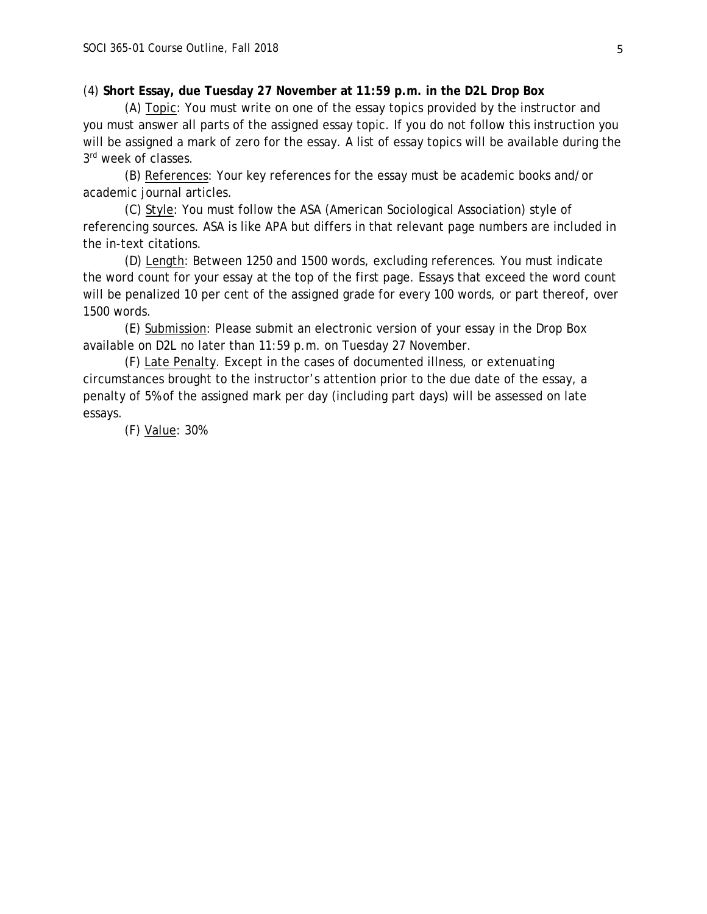(4) **Short Essay, due Tuesday 27 November at 11:59 p.m. in the D2L Drop Box**

(A) Topic: You must write on one of the essay topics provided by the instructor and you must answer all parts of the assigned essay topic. If you do not follow this instruction you will be assigned a mark of zero for the essay. A list of essay topics will be available during the 3rd week of classes.

(B) References: Your key references for the essay must be academic books and/or academic journal articles.

(C) Style: You must follow the ASA (American Sociological Association) style of referencing sources. ASA is like APA but differs in that relevant page numbers are included in the in-text citations.

(D) Length: Between 1250 and 1500 words, excluding references. You must indicate the word count for your essay at the top of the first page. Essays that exceed the word count will be penalized 10 per cent of the assigned grade for every 100 words, or part thereof, over 1500 words.

(E) Submission: Please submit an electronic version of your essay in the Drop Box available on D2L no later than 11:59 p.m. on Tuesday 27 November.

(F) Late Penalty. Except in the cases of documented illness, or extenuating circumstances brought to the instructor's attention prior to the due date of the essay, a penalty of 5% of the assigned mark per day (including part days) will be assessed on late essays.

(F) Value: 30%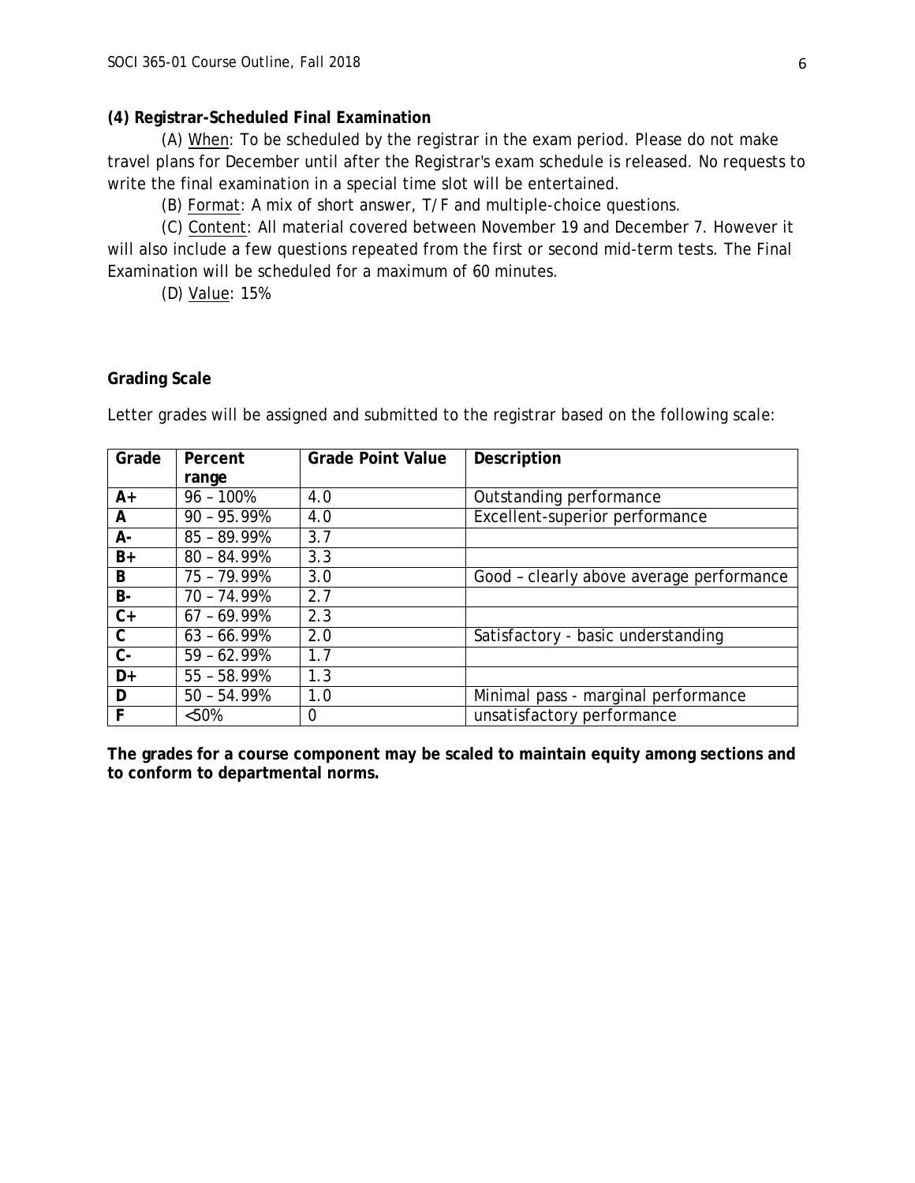**(4) Registrar-Scheduled Final Examination**

(A) When: To be scheduled by the registrar in the exam period. Please do not make travel plans for December until after the Registrar's exam schedule is released. No requests to write the final examination in a special time slot will be entertained.

(B) Format: A mix of short answer, T/F and multiple-choice questions.

(C) Content: All material covered between November 19 and December 7. However it will also include a few questions repeated from the first or second mid-term tests. The Final Examination will be scheduled for a maximum of 60 minutes.

(D) Value: 15%

**Grading Scale**

Letter grades will be assigned and submitted to the registrar based on the following scale:

| Grade | Percent range | Grade Point Value | Description |
|---|---|---|---|
| **A+** | 96 – 100% | 4.0 | Outstanding performance |
| **A** | 90 – 95.99% | 4.0 | Excellent-superior performance |
| **A-** | 85 – 89.99% | 3.7 | |
| **B+** | 80 – 84.99% | 3.3 | |
| **B** | 75 – 79.99% | 3.0 | Good – clearly above average performance |
| **B-** | 70 – 74.99% | 2.7 | |
| **C+** | 67 – 69.99% | 2.3 | |
| **C** | 63 – 66.99% | 2.0 | Satisfactory - basic understanding |
| **C-** | 59 – 62.99% | 1.7 | |
| **D+** | 55 – 58.99% | 1.3 | |
| **D** | 50 – 54.99% | 1.0 | Minimal pass - marginal performance |
| **F** | <50% | 0 | unsatisfactory performance |

**The grades for a course component may be scaled to maintain equity among sections and to conform to departmental norms.**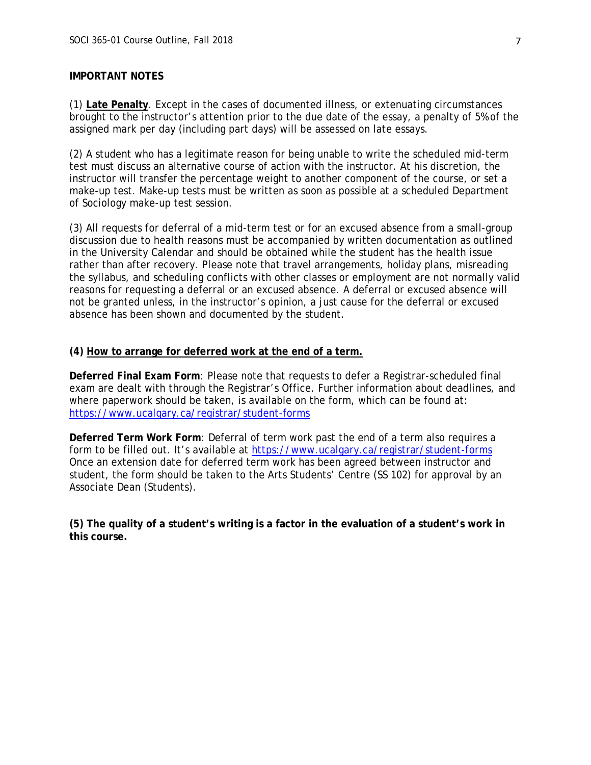**IMPORTANT NOTES**

(1) **Late Penalty**. Except in the cases of documented illness, or extenuating circumstances brought to the instructor's attention prior to the due date of the essay, a penalty of 5% of the assigned mark per day (including part days) will be assessed on late essays.

(2) A student who has a legitimate reason for being unable to write the scheduled mid-term test must discuss an alternative course of action with the instructor. At his discretion, the instructor will transfer the percentage weight to another component of the course, or set a make-up test. Make-up tests must be written as soon as possible at a scheduled Department of Sociology make-up test session.

(3) All requests for deferral of a mid-term test or for an excused absence from a small-group discussion due to health reasons must be accompanied by written documentation as outlined in the University Calendar and should be obtained while the student has the health issue rather than after recovery. Please note that travel arrangements, holiday plans, misreading the syllabus, and scheduling conflicts with other classes or employment are not normally valid reasons for requesting a deferral or an excused absence. A deferral or excused absence will not be granted unless, in the instructor's opinion, a just cause for the deferral or excused absence has been shown and documented by the student.

**(4) How to arrange for deferred work at the end of a term.**

**Deferred Final Exam Form**: Please note that requests to defer a Registrar-scheduled final exam are dealt with through the Registrar's Office. Further information about deadlines, and where paperwork should be taken, is available on the form, which can be found at: https://www.ucalgary.ca/registrar/student-forms

**Deferred Term Work Form**: Deferral of term work past the end of a term also requires a form to be filled out. It's available at https://www.ucalgary.ca/registrar/student-forms Once an extension date for deferred term work has been agreed between instructor and student, the form should be taken to the Arts Students' Centre (SS 102) for approval by an Associate Dean (Students).

**(5) The quality of a student's writing is a factor in the evaluation of a student's work in this course.**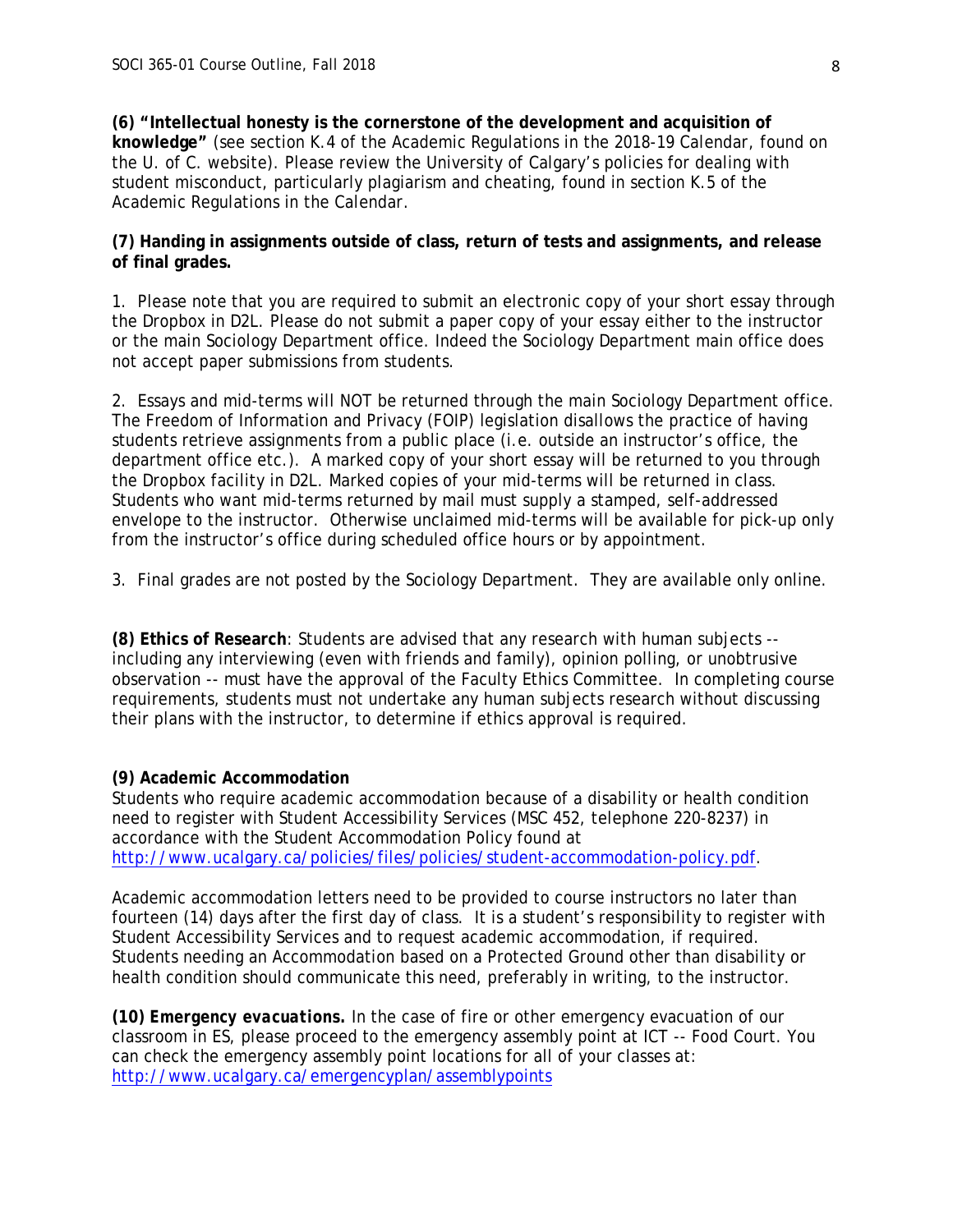**(6) "Intellectual honesty is the cornerstone of the development and acquisition of knowledge"** (see section K.4 of the Academic Regulations in the 2018-19 Calendar, found on the U. of C. website). Please review the University of Calgary's policies for dealing with student misconduct, particularly plagiarism and cheating, found in section K.5 of the Academic Regulations in the Calendar.

**(7) Handing in assignments outside of class, return of tests and assignments, and release of final grades.**

1. Please note that you are required to submit an electronic copy of your short essay through the Dropbox in D2L. Please do not submit a paper copy of your essay either to the instructor or the main Sociology Department office. Indeed the Sociology Department main office does not accept paper submissions from students.

2. Essays and mid-terms will NOT be returned through the main Sociology Department office. The Freedom of Information and Privacy (FOIP) legislation disallows the practice of having students retrieve assignments from a public place (i.e. outside an instructor's office, the department office etc.). A marked copy of your short essay will be returned to you through the Dropbox facility in D2L. Marked copies of your mid-terms will be returned in class. Students who want mid-terms returned by mail must supply a stamped, self-addressed envelope to the instructor. Otherwise unclaimed mid-terms will be available for pick-up only from the instructor's office during scheduled office hours or by appointment.

3. Final grades are not posted by the Sociology Department. They are available only online.

**(8) Ethics of Research**: Students are advised that any research with human subjects -- including any interviewing (even with friends and family), opinion polling, or unobtrusive observation -- must have the approval of the Faculty Ethics Committee. In completing course requirements, students must not undertake any human subjects research without discussing their plans with the instructor, to determine if ethics approval is required.

**(9) Academic Accommodation**

Students who require academic accommodation because of a disability or health condition need to register with Student Accessibility Services (MSC 452, telephone 220-8237) in accordance with the Student Accommodation Policy found at http://www.ucalgary.ca/policies/files/policies/student-accommodation-policy.pdf.

Academic accommodation letters need to be provided to course instructors no later than fourteen (14) days after the first day of class. It is a student's responsibility to register with Student Accessibility Services and to request academic accommodation, if required. Students needing an Accommodation based on a Protected Ground other than disability or health condition should communicate this need, preferably in writing, to the instructor.

***(10) Emergency evacuations.*** In the case of fire or other emergency evacuation of our classroom in ES, please proceed to the emergency assembly point at ICT -- Food Court. You can check the emergency assembly point locations for all of your classes at: http://www.ucalgary.ca/emergencyplan/assemblypoints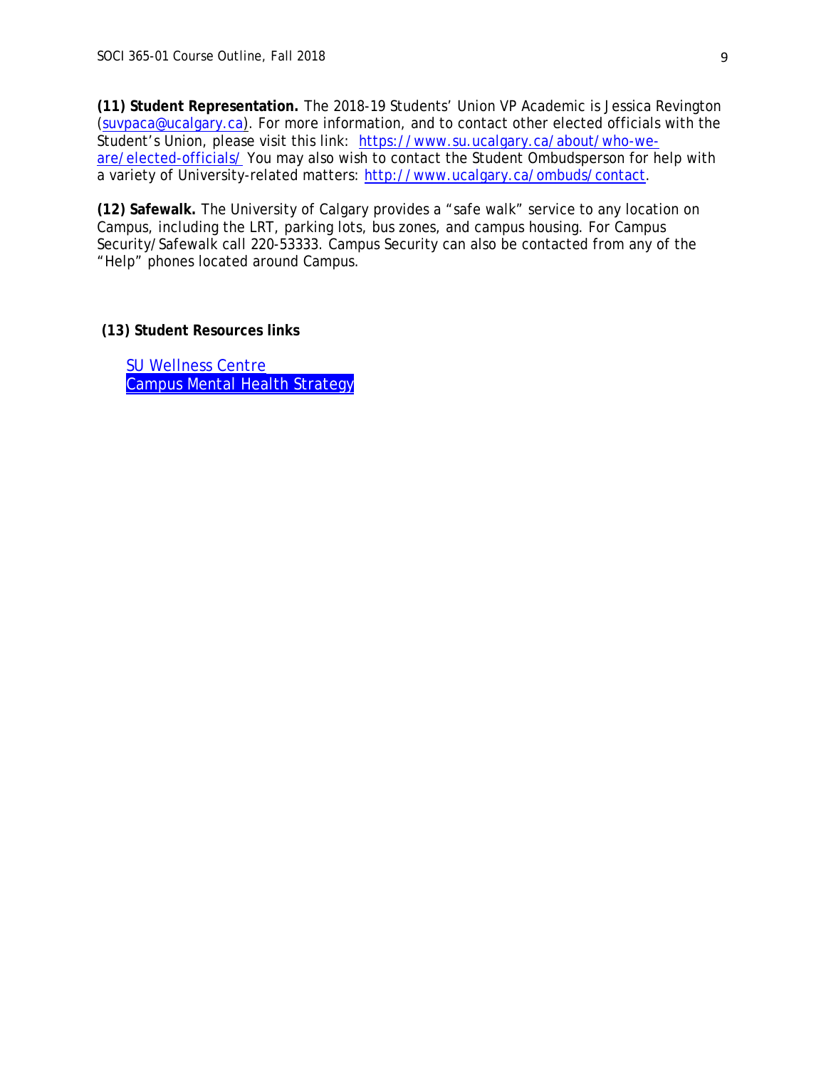**(11) Student Representation.** The 2018-19 Students' Union VP Academic is Jessica Revington (suvpaca@ucalgary.ca). For more information, and to contact other elected officials with the Student's Union, please visit this link: https://www.su.ucalgary.ca/about/who-we-are/elected-officials/ You may also wish to contact the Student Ombudsperson for help with a variety of University-related matters: http://www.ucalgary.ca/ombuds/contact.

**(12) Safewalk.** The University of Calgary provides a "safe walk" service to any location on Campus, including the LRT, parking lots, bus zones, and campus housing. For Campus Security/Safewalk call 220-53333. Campus Security can also be contacted from any of the "Help" phones located around Campus.

**(13) Student Resources links**

SU Wellness Centre
Campus Mental Health Strategy